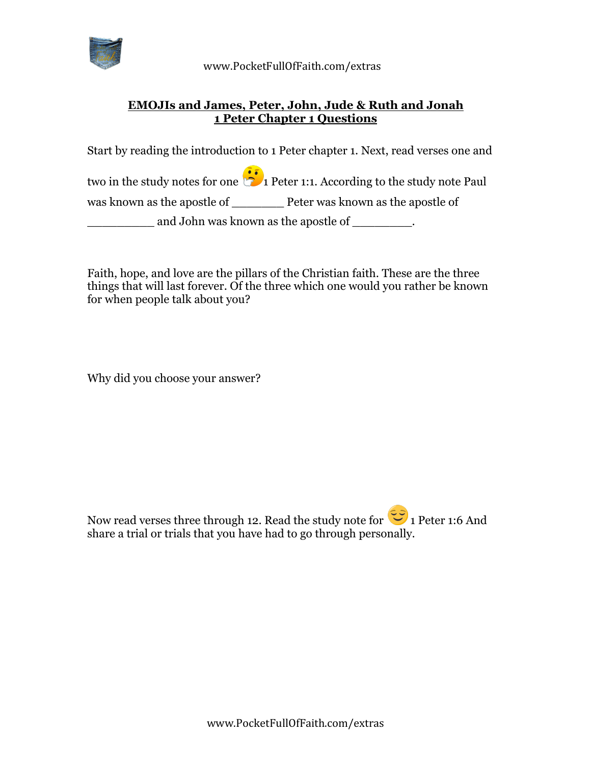## EMOJIs and James, Peter, John, Jude & Ruth and Jonah

## 1 Peter Chapter 1 Questions

Start by reading the introduction to 1 Peter chapter 1. Next, read verses one and two in the study notes for one 🤔1 Peter 1:1. According to the study note Paul was known as the apostle of _______ Peter was known as the apostle of _________ and John was known as the apostle of ________.

Faith, hope, and love are the pillars of the Christian faith. These are the three things that will last forever. Of the three which one would you rather be known for when people talk about you?

Why did you choose your answer?

Now read verses three through 12. Read the study note for 😌 1 Peter 1:6 And share a trial or trials that you have had to go through personally.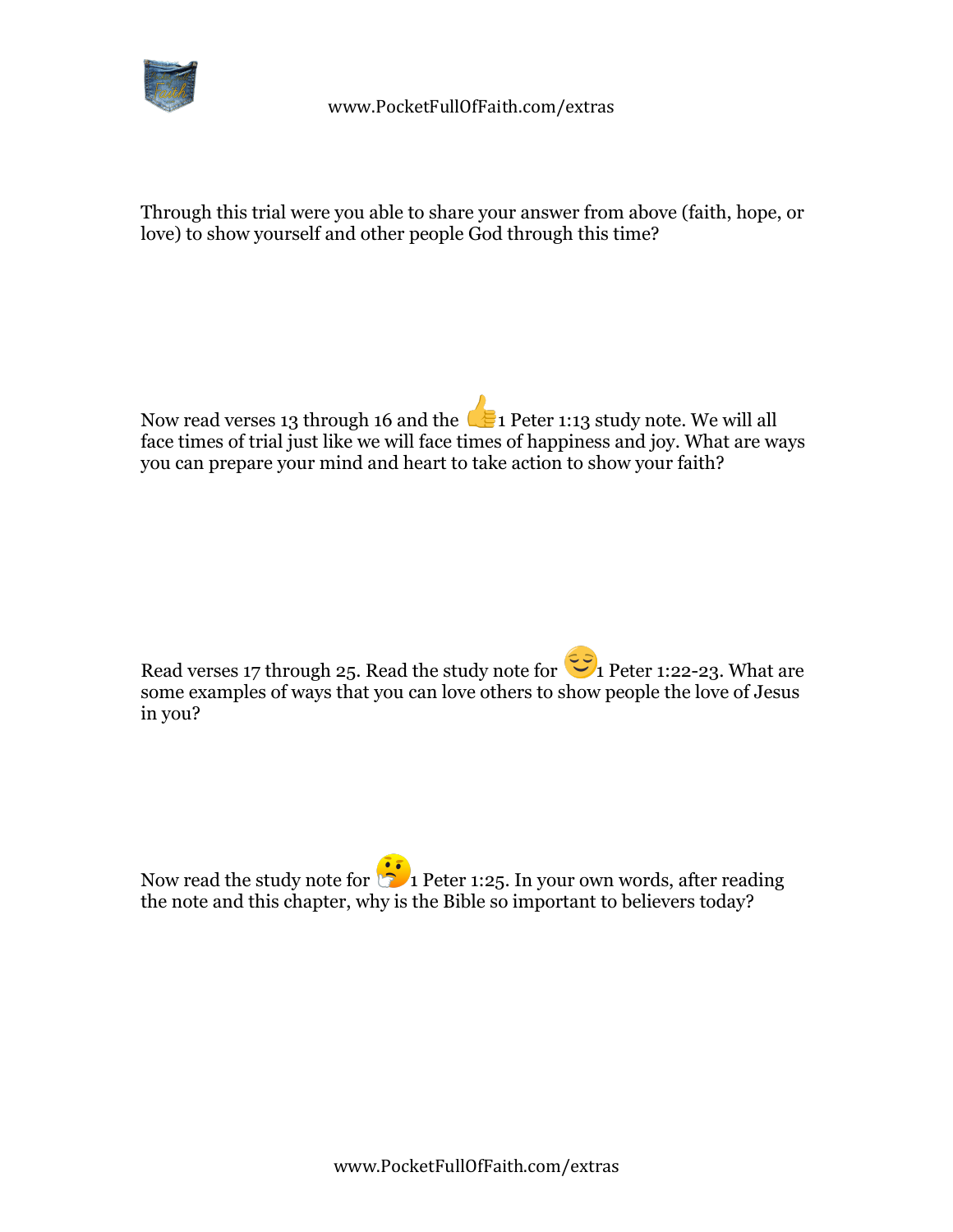Through this trial were you able to share your answer from above (faith, hope, or love) to show yourself and other people God through this time?

Now read verses 13 through 16 and the 👍 1 Peter 1:13 study note. We will all face times of trial just like we will face times of happiness and joy. What are ways you can prepare your mind and heart to take action to show your faith?

Read verses 17 through 25. Read the study note for 😌 1 Peter 1:22-23. What are some examples of ways that you can love others to show people the love of Jesus in you?

Now read the study note for 🤔 1 Peter 1:25. In your own words, after reading the note and this chapter, why is the Bible so important to believers today?